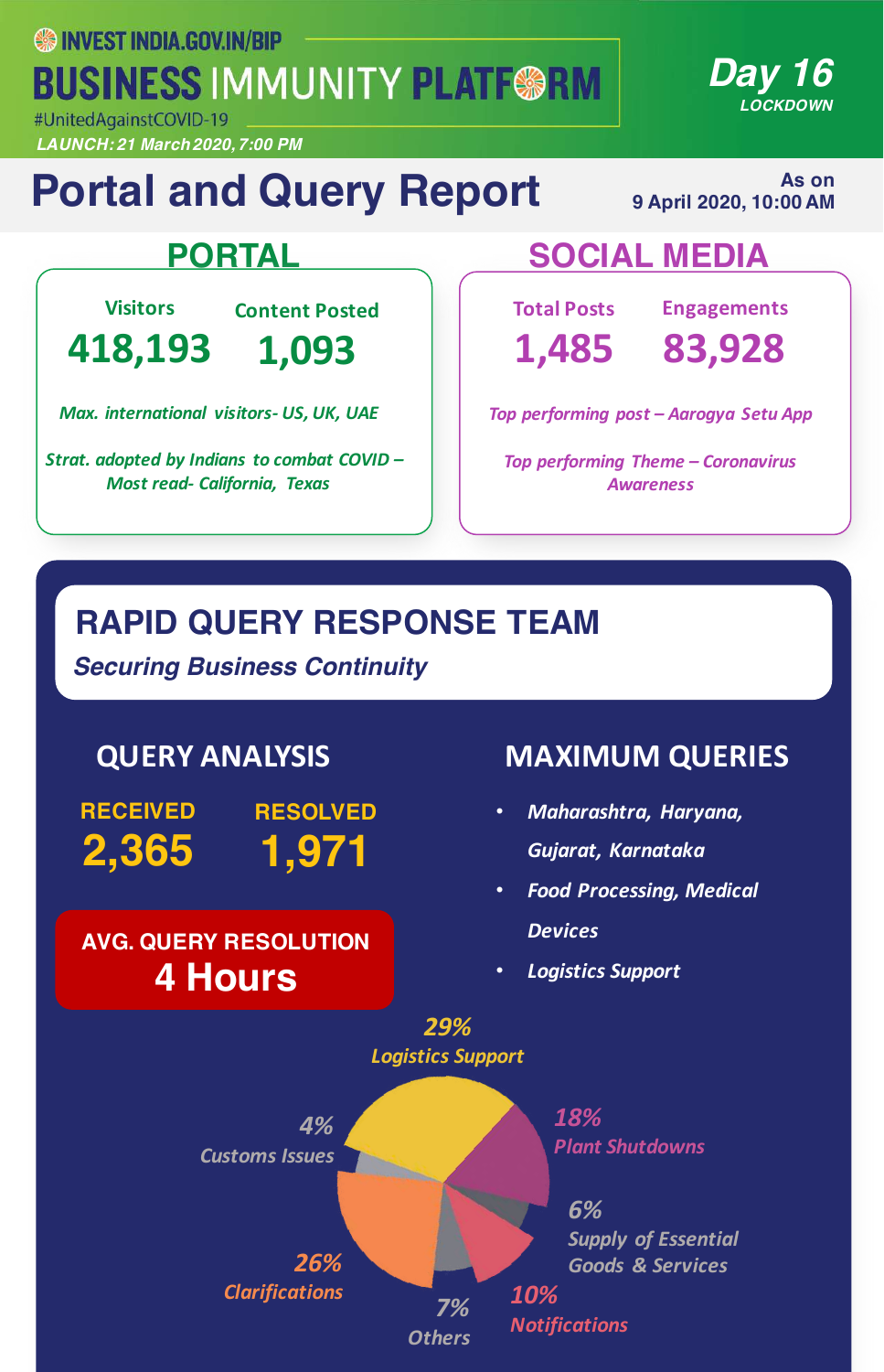INVEST INDIA.GOV.IN/BIP

# BUSINESS IMMUNITY PLATFORM

#UnitedAgainstCOVID-19

LAUNCH: 21 March 2020, 7:00 PM

**Day 16**
LOCKDOWN

# Portal and Query Report

As on
9 April 2020, 10:00 AM

## PORTAL

| Visitors | Content Posted |
|---|---|
| 418,193 | 1,093 |

*Max. international visitors- US, UK, UAE*

*Strat. adopted by Indians to combat COVID – Most read- California, Texas*

## SOCIAL MEDIA

| Total Posts | Engagements |
|---|---|
| 1,485 | 83,928 |

*Top performing post – Aarogya Setu App*

*Top performing Theme – Coronavirus Awareness*

## RAPID QUERY RESPONSE TEAM

***Securing Business Continuity***

### QUERY ANALYSIS

| RECEIVED | RESOLVED |
|---|---|
| 2,365 | 1,971 |

**AVG. QUERY RESOLUTION**
**4 Hours**

### MAXIMUM QUERIES

- *Maharashtra, Haryana, Gujarat, Karnataka*
- *Food Processing, Medical Devices*
- *Logistics Support*

| Query Type | Share |
|---|---|
| Logistics Support | 29% |
| Plant Shutdowns | 18% |
| Supply of Essential Goods & Services | 6% |
| Notifications | 10% |
| Others | 7% |
| Clarifications | 26% |
| Customs Issues | 4% |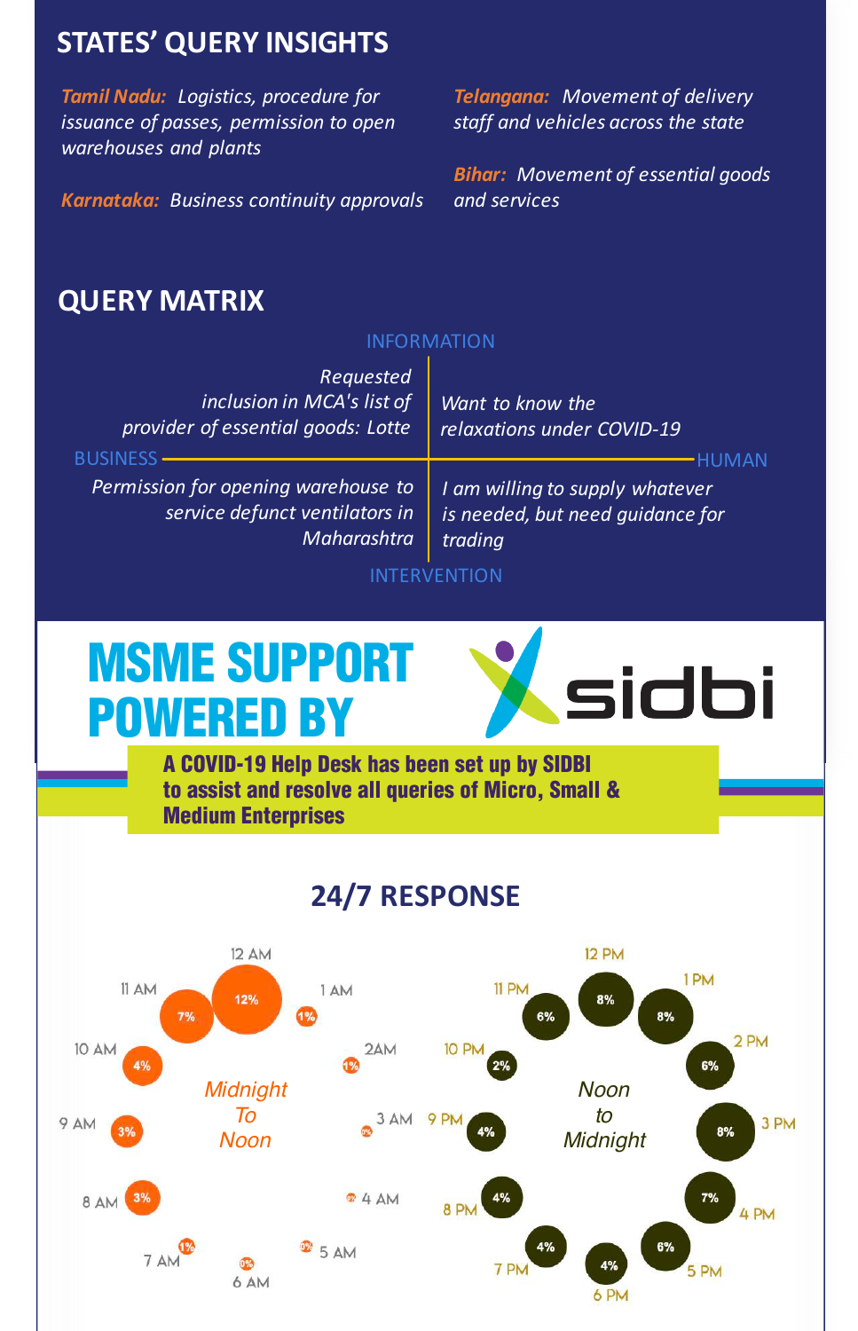## STATES' QUERY INSIGHTS

***Tamil Nadu:*** *Logistics, procedure for issuance of passes, permission to open warehouses and plants*

***Karnataka:*** *Business continuity approvals*

***Telangana:*** *Movement of delivery staff and vehicles across the state*

***Bihar:*** *Movement of essential goods and services*

## QUERY MATRIX

INFORMATION

| | BUSINESS | HUMAN |
|---|---|---|
| INFORMATION | *Requested inclusion in MCA's list of provider of essential goods: Lotte* | *Want to know the relaxations under COVID-19* |
| INTERVENTION | *Permission for opening warehouse to service defunct ventilators in Maharashtra* | *I am willing to supply whatever is needed, but need guidance for trading* |

INTERVENTION

# MSME SUPPORT POWERED BY sidbi

**A COVID-19 Help Desk has been set up by SIDBI to assist and resolve all queries of Micro, Small & Medium Enterprises**

## 24/7 RESPONSE

*Midnight To Noon*

| Time | Share |
|---|---|
| 12 AM | 12% |
| 1 AM | 1% |
| 2AM | 1% |
| 3 AM | 0% |
| 4 AM | 0% |
| 5 AM | 0% |
| 6 AM | 0% |
| 7 AM | 1% |
| 8 AM | 3% |
| 9 AM | 3% |
| 10 AM | 4% |
| 11 AM | 7% |

*Noon to Midnight*

| Time | Share |
|---|---|
| 12 PM | 8% |
| 1 PM | 8% |
| 2 PM | 6% |
| 3 PM | 8% |
| 4 PM | 7% |
| 5 PM | 6% |
| 6 PM | 4% |
| 7 PM | 4% |
| 8 PM | 4% |
| 9 PM | 4% |
| 10 PM | 2% |
| 11 PM | 6% |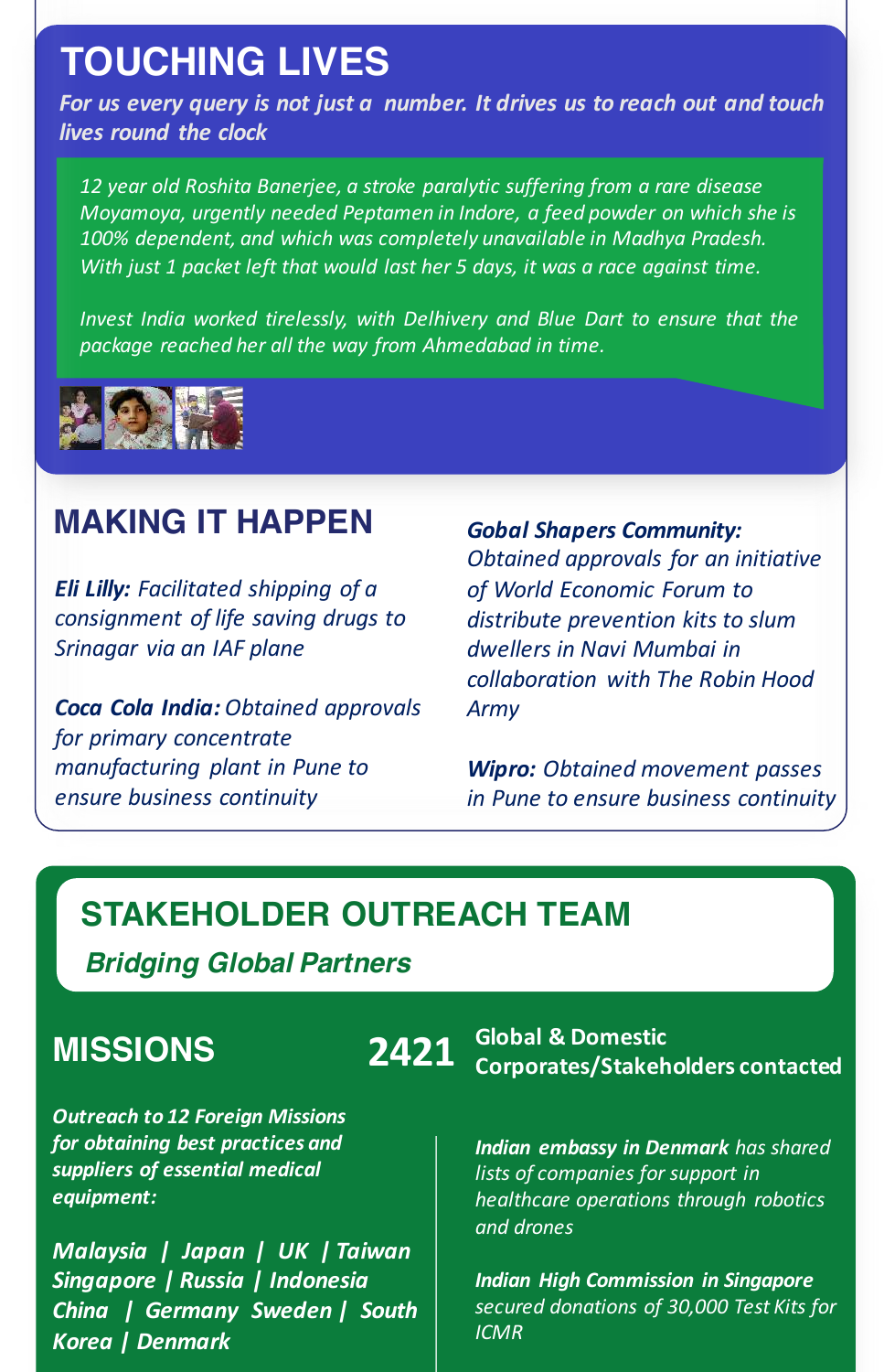## TOUCHING LIVES

***For us every query is not just a number. It drives us to reach out and touch lives round the clock***

*12 year old Roshita Banerjee, a stroke paralytic suffering from a rare disease Moyamoya, urgently needed Peptamen in Indore, a feed powder on which she is 100% dependent, and which was completely unavailable in Madhya Pradesh. With just 1 packet left that would last her 5 days, it was a race against time.*

*Invest India worked tirelessly, with Delhivery and Blue Dart to ensure that the package reached her all the way from Ahmedabad in time.*

## MAKING IT HAPPEN

***Eli Lilly:*** *Facilitated shipping of a consignment of life saving drugs to Srinagar via an IAF plane*

***Coca Cola India:*** *Obtained approvals for primary concentrate manufacturing plant in Pune to ensure business continuity*

***Gobal Shapers Community:*** *Obtained approvals for an initiative of World Economic Forum to distribute prevention kits to slum dwellers in Navi Mumbai in collaboration with The Robin Hood Army*

***Wipro:*** *Obtained movement passes in Pune to ensure business continuity*

## STAKEHOLDER OUTREACH TEAM

***Bridging Global Partners***

### MISSIONS

***Outreach to 12 Foreign Missions for obtaining best practices and suppliers of essential medical equipment:***

***Malaysia | Japan | UK | Taiwan Singapore | Russia | Indonesia China | Germany Sweden | South Korea | Denmark***

**2421** **Global & Domestic Corporates/Stakeholders contacted**

***Indian embassy in Denmark*** *has shared lists of companies for support in healthcare operations through robotics and drones*

***Indian High Commission in Singapore*** *secured donations of 30,000 Test Kits for ICMR*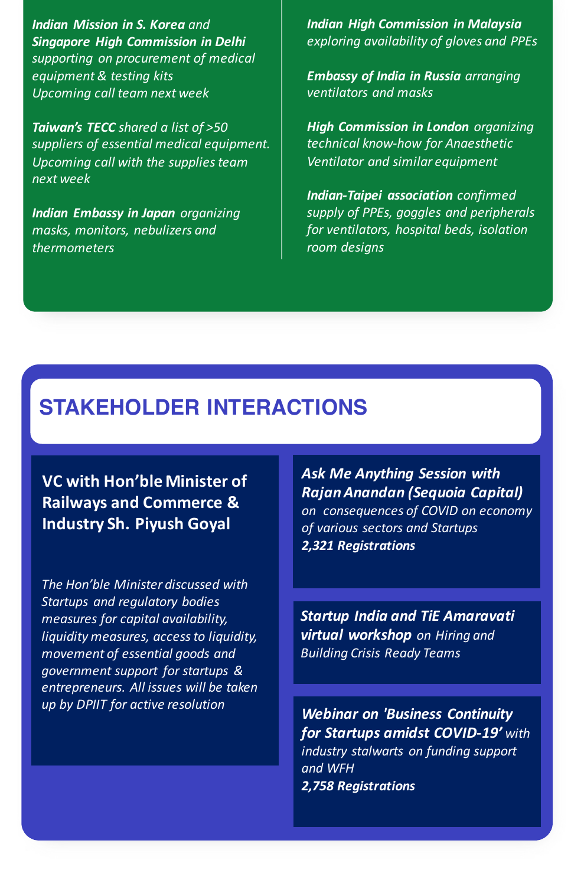***Indian Mission in S. Korea*** *and* ***Singapore High Commission in Delhi*** *supporting on procurement of medical equipment & testing kits*
*Upcoming call team next week*

***Taiwan's TECC*** *shared a list of >50 suppliers of essential medical equipment. Upcoming call with the supplies team next week*

***Indian Embassy in Japan*** *organizing masks, monitors, nebulizers and thermometers*

***Indian High Commission in Malaysia*** *exploring availability of gloves and PPEs*

***Embassy of India in Russia*** *arranging ventilators and masks*

***High Commission in London*** *organizing technical know-how for Anaesthetic Ventilator and similar equipment*

***Indian-Taipei association*** *confirmed supply of PPEs, goggles and peripherals for ventilators, hospital beds, isolation room designs*

## STAKEHOLDER INTERACTIONS

### VC with Hon'ble Minister of Railways and Commerce & Industry Sh. Piyush Goyal

*The Hon'ble Minister discussed with Startups and regulatory bodies measures for capital availability, liquidity measures, access to liquidity, movement of essential goods and government support for startups & entrepreneurs. All issues will be taken up by DPIIT for active resolution*

***Ask Me Anything Session with Rajan Anandan (Sequoia Capital)*** *on consequences of COVID on economy of various sectors and Startups*
***2,321 Registrations***

***Startup India and TiE Amaravati virtual workshop*** *on Hiring and Building Crisis Ready Teams*

***Webinar on 'Business Continuity for Startups amidst COVID-19'*** *with industry stalwarts on funding support and WFH*
***2,758 Registrations***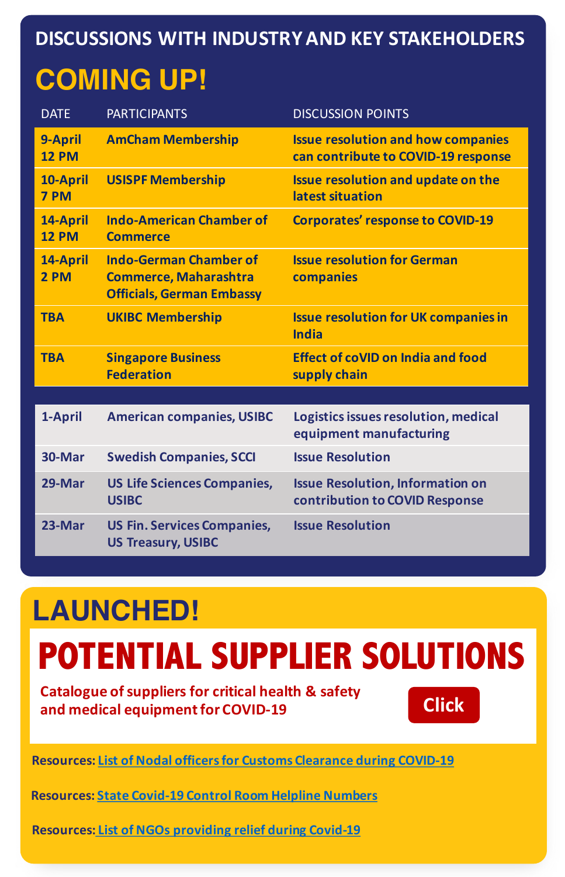# DISCUSSIONS WITH INDUSTRY AND KEY STAKEHOLDERS

## COMING UP!

| DATE | PARTICIPANTS | DISCUSSION POINTS |
|---|---|---|
| **9-April 12 PM** | **AmCham Membership** | **Issue resolution and how companies can contribute to COVID-19 response** |
| **10-April 7 PM** | **USISPF Membership** | **Issue resolution and update on the latest situation** |
| **14-April 12 PM** | **Indo-American Chamber of Commerce** | **Corporates' response to COVID-19** |
| **14-April 2 PM** | **Indo-German Chamber of Commerce, Maharashtra Officials, German Embassy** | **Issue resolution for German companies** |
| **TBA** | **UKIBC Membership** | **Issue resolution for UK companies in India** |
| **TBA** | **Singapore Business Federation** | **Effect of coVID on India and food supply chain** |

| DATE | PARTICIPANTS | DISCUSSION POINTS |
|---|---|---|
| 1-April | American companies, USIBC | Logistics issues resolution, medical equipment manufacturing |
| 30-Mar | Swedish Companies, SCCI | Issue Resolution |
| 29-Mar | US Life Sciences Companies, USIBC | Issue Resolution, Information on contribution to COVID Response |
| 23-Mar | US Fin. Services Companies, US Treasury, USIBC | Issue Resolution |

## LAUNCHED!

# POTENTIAL SUPPLIER SOLUTIONS

Catalogue of suppliers for critical health & safety and medical equipment for COVID-19

Click

**Resources:** List of Nodal officers for Customs Clearance during COVID-19

**Resources:** State Covid-19 Control Room Helpline Numbers

**Resources:** List of NGOs providing relief during Covid-19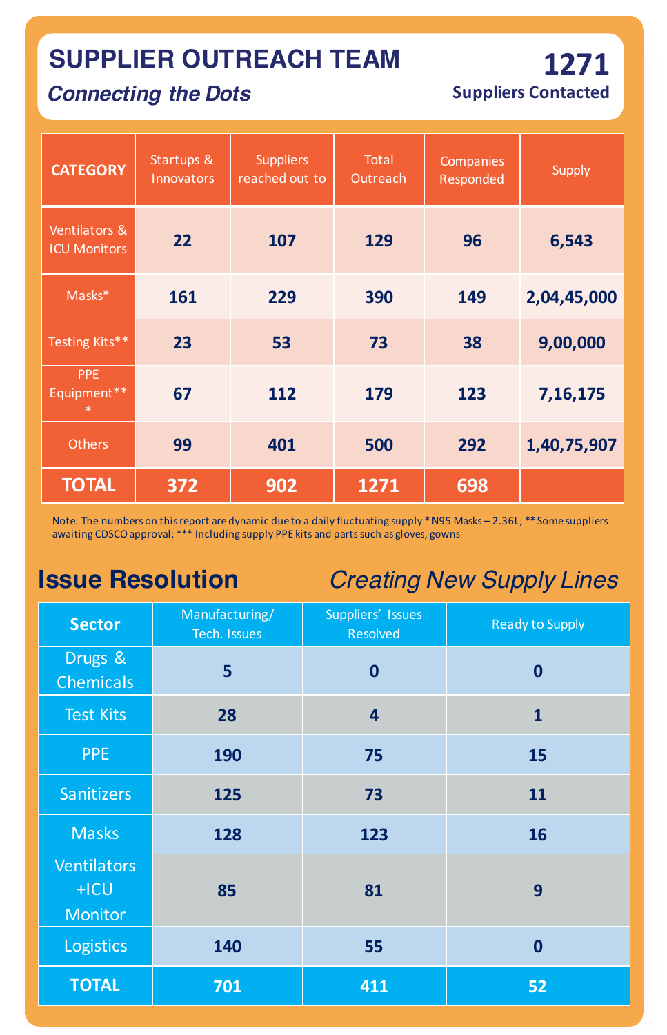## SUPPLIER OUTREACH TEAM

*Connecting the Dots*

**1271**
**Suppliers Contacted**

| CATEGORY | Startups & Innovators | Suppliers reached out to | Total Outreach | Companies Responded | Supply |
|---|---|---|---|---|---|
| Ventilators & ICU Monitors | 22 | 107 | 129 | 96 | 6,543 |
| Masks* | 161 | 229 | 390 | 149 | 2,04,45,000 |
| Testing Kits** | 23 | 53 | 73 | 38 | 9,00,000 |
| PPE Equipment*** | 67 | 112 | 179 | 123 | 7,16,175 |
| Others | 99 | 401 | 500 | 292 | 1,40,75,907 |
| **TOTAL** | **372** | **902** | **1271** | **698** | |

Note: The numbers on this report are dynamic due to a daily fluctuating supply * N95 Masks – 2.36L; ** Some suppliers awaiting CDSCO approval; *** Including supply PPE kits and parts such as gloves, gowns

## Issue Resolution

*Creating New Supply Lines*

| Sector | Manufacturing/ Tech. Issues | Suppliers' Issues Resolved | Ready to Supply |
|---|---|---|---|
| Drugs & Chemicals | 5 | 0 | 0 |
| Test Kits | 28 | 4 | 1 |
| PPE | 190 | 75 | 15 |
| Sanitizers | 125 | 73 | 11 |
| Masks | 128 | 123 | 16 |
| Ventilators +ICU Monitor | 85 | 81 | 9 |
| Logistics | 140 | 55 | 0 |
| **TOTAL** | **701** | **411** | **52** |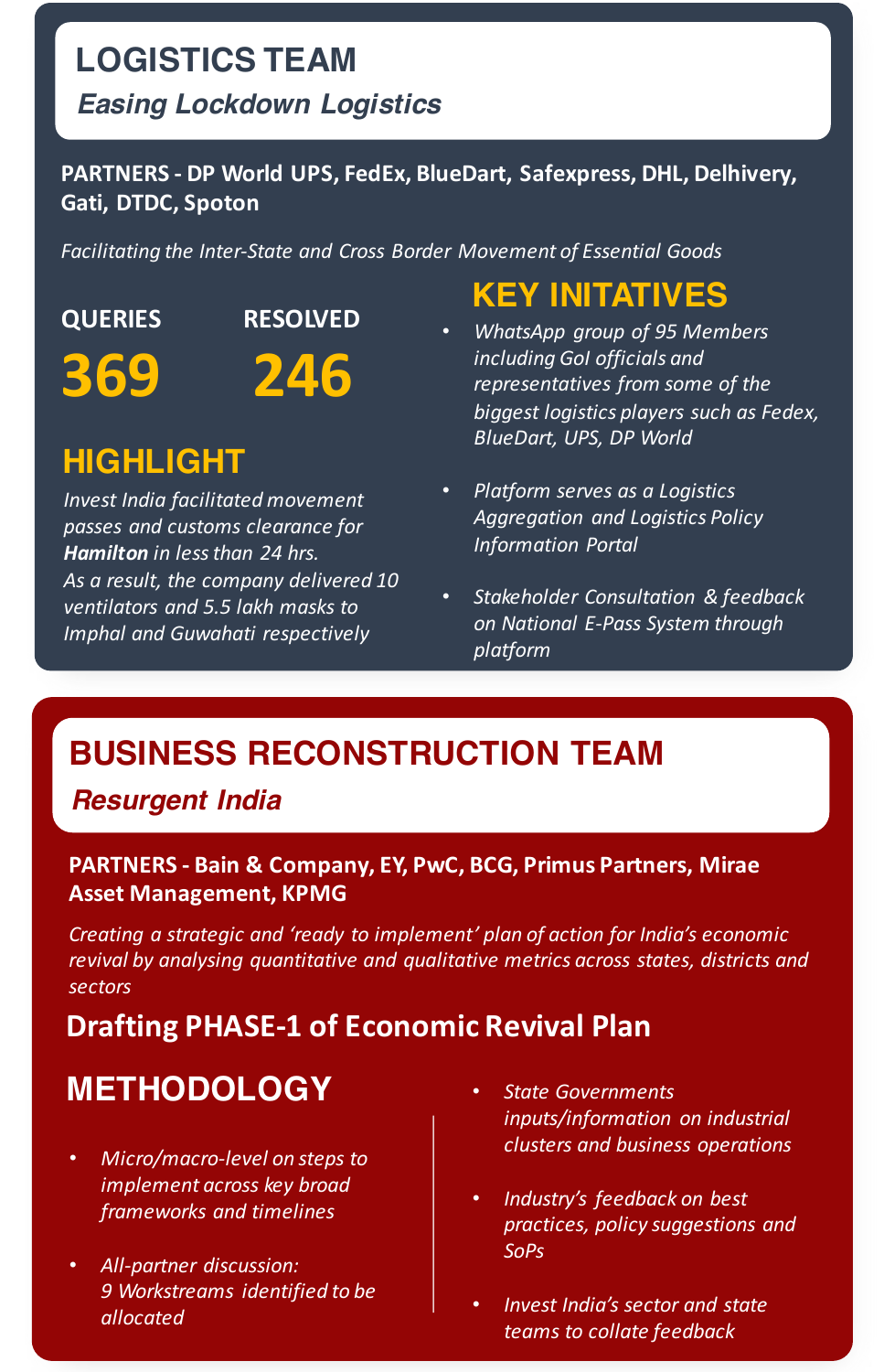# LOGISTICS TEAM

*Easing Lockdown Logistics*

**PARTNERS - DP World UPS, FedEx, BlueDart, Safexpress, DHL, Delhivery, Gati, DTDC, Spoton**

*Facilitating the Inter-State and Cross Border Movement of Essential Goods*

| QUERIES | RESOLVED |
| --- | --- |
| **369** | **246** |

## HIGHLIGHT

*Invest India facilitated movement passes and customs clearance for **Hamilton** in less than 24 hrs.*
*As a result, the company delivered 10 ventilators and 5.5 lakh masks to Imphal and Guwahati respectively*

## KEY INITATIVES

- *WhatsApp group of 95 Members including GoI officials and representatives from some of the biggest logistics players such as Fedex, BlueDart, UPS, DP World*
- *Platform serves as a Logistics Aggregation and Logistics Policy Information Portal*
- *Stakeholder Consultation & feedback on National E-Pass System through platform*

# BUSINESS RECONSTRUCTION TEAM

*Resurgent India*

**PARTNERS - Bain & Company, EY, PwC, BCG, Primus Partners, Mirae Asset Management, KPMG**

*Creating a strategic and 'ready to implement' plan of action for India's economic revival by analysing quantitative and qualitative metrics across states, districts and sectors*

**Drafting PHASE-1 of Economic Revival Plan**

## METHODOLOGY

- *Micro/macro-level on steps to implement across key broad frameworks and timelines*
- *All-partner discussion: 9 Workstreams identified to be allocated*
- *State Governments inputs/information on industrial clusters and business operations*
- *Industry's feedback on best practices, policy suggestions and SoPs*
- *Invest India's sector and state teams to collate feedback*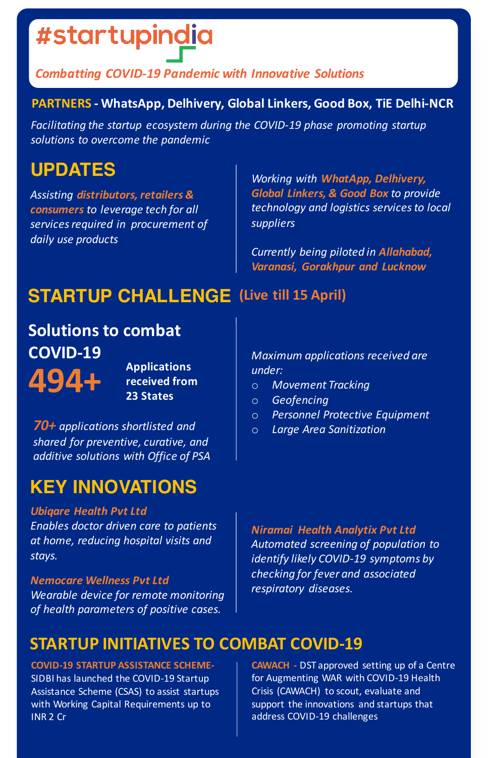# #startupindia

*Combatting COVID-19 Pandemic with Innovative Solutions*

**PARTNERS - WhatsApp, Delhivery, Global Linkers, Good Box, TiE Delhi-NCR**

*Facilitating the startup ecosystem during the COVID-19 phase promoting startup solutions to overcome the pandemic*

## UPDATES

*Assisting **distributors, retailers & consumers** to leverage tech for all services required in procurement of daily use products*

*Working with **WhatApp, Delhivery, Global Linkers, & Good Box** to provide technology and logistics services to local suppliers*

*Currently being piloted in **Allahabad, Varanasi, Gorakhpur and Lucknow***

## STARTUP CHALLENGE (Live till 15 April)

### Solutions to combat COVID-19

**494+** Applications received from 23 States

***70+** applications shortlisted and shared for preventive, curative, and additive solutions with Office of PSA*

*Maximum applications received are under:*

- *Movement Tracking*
- *Geofencing*
- *Personnel Protective Equipment*
- *Large Area Sanitization*

## KEY INNOVATIONS

***Ubiqare Health Pvt Ltd***
*Enables doctor driven care to patients at home, reducing hospital visits and stays.*

***Nemocare Wellness Pvt Ltd***
*Wearable device for remote monitoring of health parameters of positive cases.*

***Niramai Health Analytix Pvt Ltd***
*Automated screening of population to identify likely COVID-19 symptoms by checking for fever and associated respiratory diseases.*

## STARTUP INITIATIVES TO COMBAT COVID-19

**COVID-19 STARTUP ASSISTANCE SCHEME-** SIDBI has launched the COVID-19 Startup Assistance Scheme (CSAS) to assist startups with Working Capital Requirements up to INR 2 Cr

**CAWACH -** DST approved setting up of a Centre for Augmenting WAR with COVID-19 Health Crisis (CAWACH) to scout, evaluate and support the innovations and startups that address COVID-19 challenges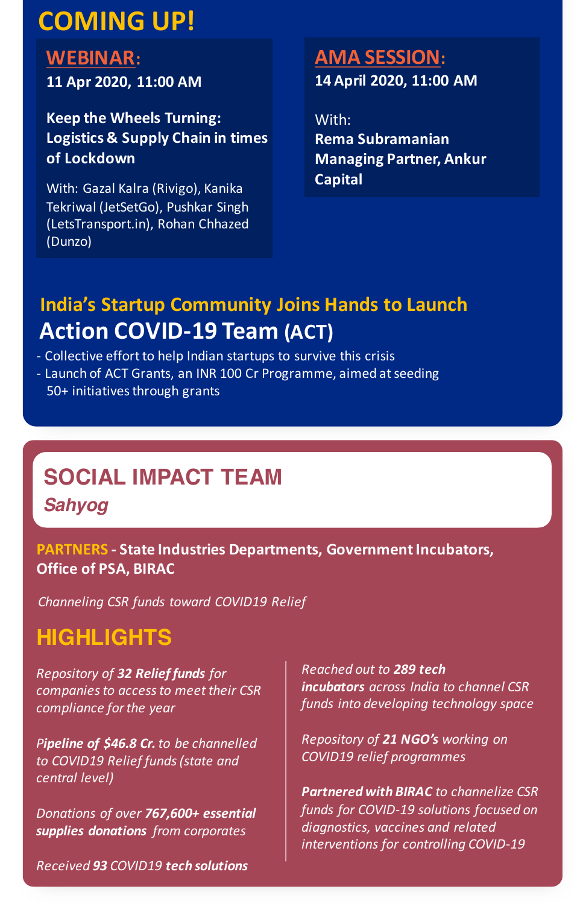# COMING UP!

## WEBINAR:

**11 Apr 2020, 11:00 AM**

**Keep the Wheels Turning: Logistics & Supply Chain in times of Lockdown**

With: Gazal Kalra (Rivigo), Kanika Tekriwal (JetSetGo), Pushkar Singh (LetsTransport.in), Rohan Chhazed (Dunzo)

## AMA SESSION:

**14 April 2020, 11:00 AM**

With:
**Rema Subramanian**
**Managing Partner, Ankur Capital**

## India's Startup Community Joins Hands to Launch Action COVID-19 Team (ACT)

- Collective effort to help Indian startups to survive this crisis
- Launch of ACT Grants, an INR 100 Cr Programme, aimed at seeding 50+ initiatives through grants

# SOCIAL IMPACT TEAM

*Sahyog*

**PARTNERS - State Industries Departments, Government Incubators, Office of PSA, BIRAC**

*Channeling CSR funds toward COVID19 Relief*

## HIGHLIGHTS

*Repository of **32 Relief funds** for companies to access to meet their CSR compliance for the year*

***Pipeline of $46.8 Cr.** to be channelled to COVID19 Relief funds (state and central level)*

*Donations of over **767,600+ essential supplies donations** from corporates*

*Received **93** COVID19 **tech solutions***

*Reached out to **289 tech incubators** across India to channel CSR funds into developing technology space*

*Repository of **21 NGO's** working on COVID19 relief programmes*

***Partnered with BIRAC** to channelize CSR funds for COVID-19 solutions focused on diagnostics, vaccines and related interventions for controlling COVID-19*